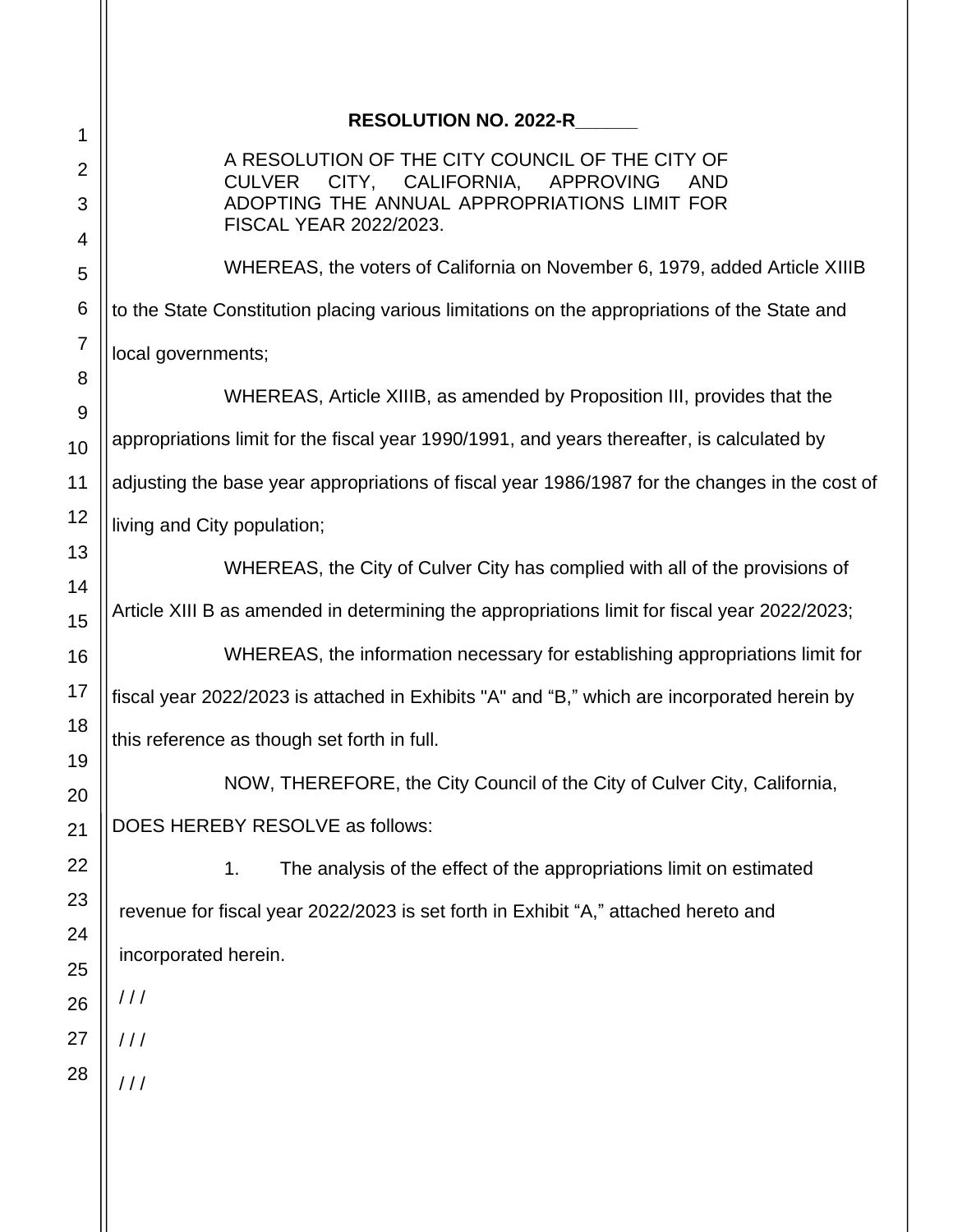**RESOLUTION NO. 2022-R______**

A RESOLUTION OF THE CITY COUNCIL OF THE CITY OF CULVER CITY, CALIFORNIA, APPROVING AND ADOPTING THE ANNUAL APPROPRIATIONS LIMIT FOR FISCAL YEAR 2022/2023.

WHEREAS, the voters of California on November 6, 1979, added Article XIIIB to the State Constitution placing various limitations on the appropriations of the State and local governments;

WHEREAS, Article XIIIB, as amended by Proposition III, provides that the appropriations limit for the fiscal year 1990/1991, and years thereafter, is calculated by adjusting the base year appropriations of fiscal year 1986/1987 for the changes in the cost of living and City population;

WHEREAS, the City of Culver City has complied with all of the provisions of Article XIII B as amended in determining the appropriations limit for fiscal year 2022/2023;

WHEREAS, the information necessary for establishing appropriations limit for fiscal year 2022/2023 is attached in Exhibits "A" and "B," which are incorporated herein by this reference as though set forth in full.

NOW, THEREFORE, the City Council of the City of Culver City, California, DOES HEREBY RESOLVE as follows:

1. The analysis of the effect of the appropriations limit on estimated revenue for fiscal year 2022/2023 is set forth in Exhibit "A," attached hereto and incorporated herein.

/ / /

/ / /

/ / /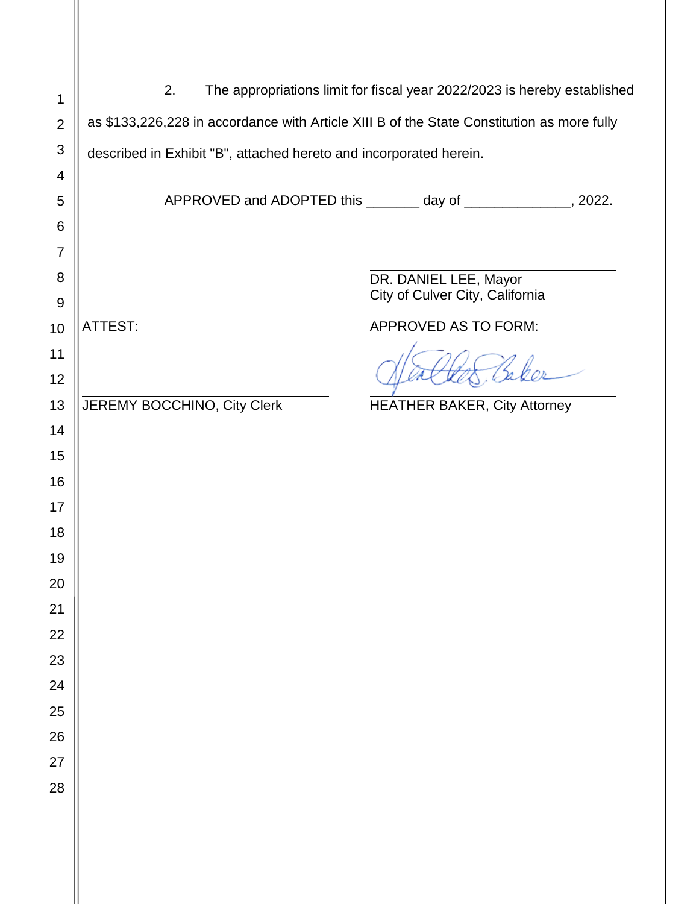2. The appropriations limit for fiscal year 2022/2023 is hereby established as $133,226,228 in accordance with Article XIII B of the State Constitution as more fully described in Exhibit "B", attached hereto and incorporated herein.

APPROVED and ADOPTED this _______ day of ______________, 2022.

_______________________________
DR. DANIEL LEE, Mayor
City of Culver City, California

ATTEST:

_______________________________
JEREMY BOCCHINO, City Clerk

APPROVED AS TO FORM:

_______________________________
HEATHER BAKER, City Attorney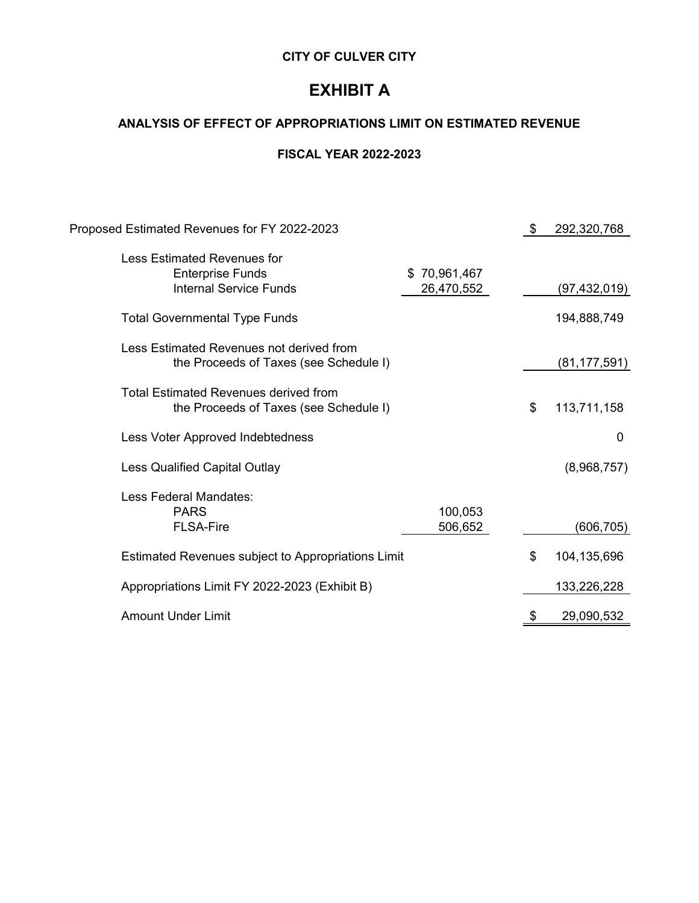**CITY OF CULVER CITY**

# EXHIBIT A

### ANALYSIS OF EFFECT OF APPROPRIATIONS LIMIT ON ESTIMATED REVENUE

### FISCAL YEAR 2022-2023

| | | |
|---|---|---|
| Proposed Estimated Revenues for FY 2022-2023 | | $ 292,320,768 |
| Less Estimated Revenues for | | |
| Enterprise Funds | $ 70,961,467 | |
| Internal Service Funds | 26,470,552 | (97,432,019) |
| Total Governmental Type Funds | | 194,888,749 |
| Less Estimated Revenues not derived from the Proceeds of Taxes (see Schedule I) | | (81,177,591) |
| Total Estimated Revenues derived from the Proceeds of Taxes (see Schedule I) | | $ 113,711,158 |
| Less Voter Approved Indebtedness | | 0 |
| Less Qualified Capital Outlay | | (8,968,757) |
| Less Federal Mandates: | | |
| PARS | 100,053 | |
| FLSA-Fire | 506,652 | (606,705) |
| Estimated Revenues subject to Appropriations Limit | | $ 104,135,696 |
| Appropriations Limit FY 2022-2023 (Exhibit B) | | 133,226,228 |
| Amount Under Limit | | $ 29,090,532 |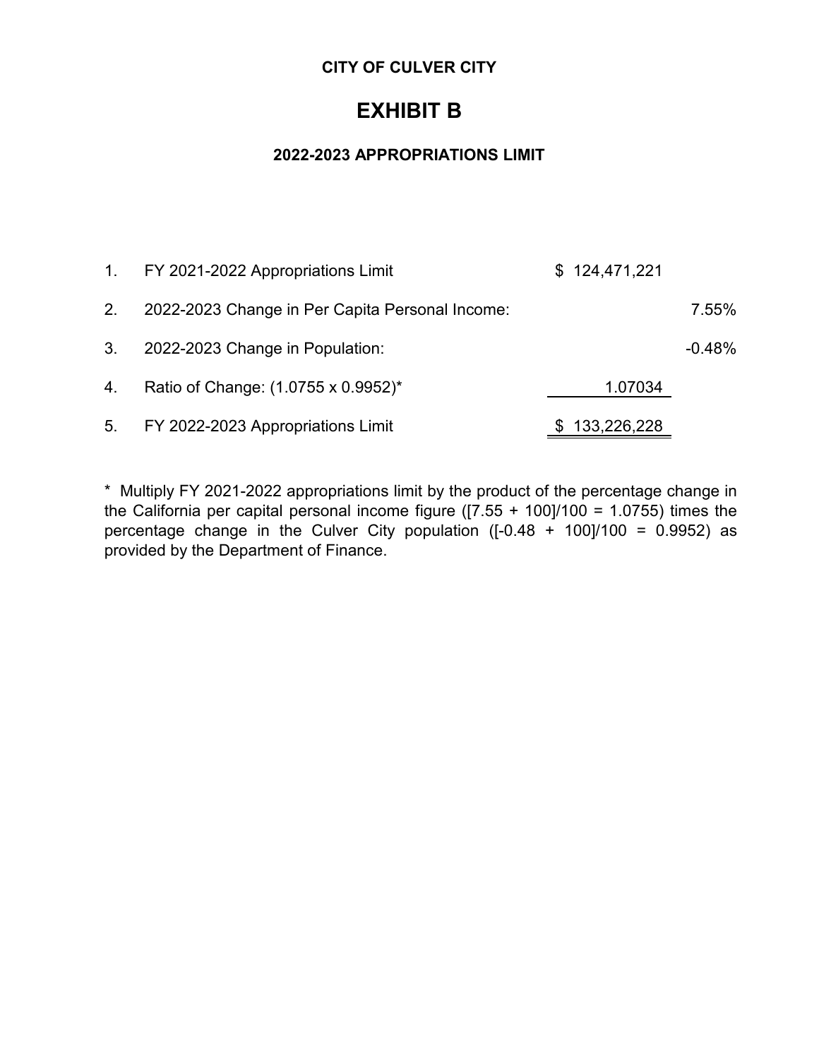**CITY OF CULVER CITY**

# EXHIBIT B

### 2022-2023 APPROPRIATIONS LIMIT

| | | | |
|---|---|---|---|
| 1. | FY 2021-2022 Appropriations Limit | $ 124,471,221 | |
| 2. | 2022-2023 Change in Per Capita Personal Income: | | 7.55% |
| 3. | 2022-2023 Change in Population: | | -0.48% |
| 4. | Ratio of Change: (1.0755 x 0.9952)* | 1.07034 | |
| 5. | FY 2022-2023 Appropriations Limit | $ 133,226,228 | |

* Multiply FY 2021-2022 appropriations limit by the product of the percentage change in the California per capital personal income figure ([7.55 + 100]/100 = 1.0755) times the percentage change in the Culver City population ([-0.48 + 100]/100 = 0.9952) as provided by the Department of Finance.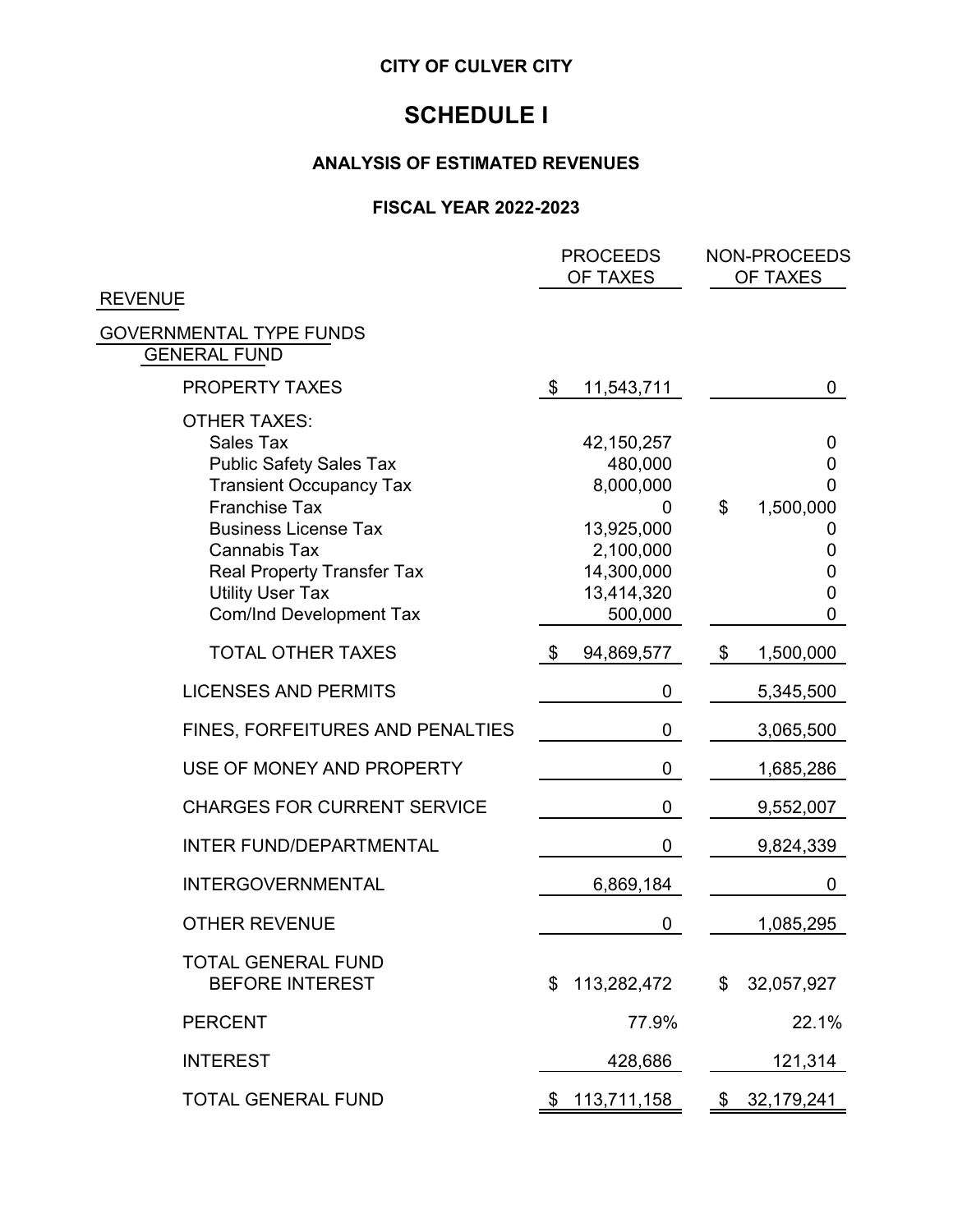**CITY OF CULVER CITY**

# SCHEDULE I

## ANALYSIS OF ESTIMATED REVENUES

### FISCAL YEAR 2022-2023

| REVENUE | PROCEEDS OF TAXES | NON-PROCEEDS OF TAXES |
|---|---|---|
| GOVERNMENTAL TYPE FUNDS | | |
| GENERAL FUND | | |
| PROPERTY TAXES | $ 11,543,711 | 0 |
| OTHER TAXES: | | |
| Sales Tax | 42,150,257 | 0 |
| Public Safety Sales Tax | 480,000 | 0 |
| Transient Occupancy Tax | 8,000,000 | 0 |
| Franchise Tax | 0 | $ 1,500,000 |
| Business License Tax | 13,925,000 | 0 |
| Cannabis Tax | 2,100,000 | 0 |
| Real Property Transfer Tax | 14,300,000 | 0 |
| Utility User Tax | 13,414,320 | 0 |
| Com/Ind Development Tax | 500,000 | 0 |
| TOTAL OTHER TAXES | $ 94,869,577 | $ 1,500,000 |
| LICENSES AND PERMITS | 0 | 5,345,500 |
| FINES, FORFEITURES AND PENALTIES | 0 | 3,065,500 |
| USE OF MONEY AND PROPERTY | 0 | 1,685,286 |
| CHARGES FOR CURRENT SERVICE | 0 | 9,552,007 |
| INTER FUND/DEPARTMENTAL | 0 | 9,824,339 |
| INTERGOVERNMENTAL | 6,869,184 | 0 |
| OTHER REVENUE | 0 | 1,085,295 |
| TOTAL GENERAL FUND BEFORE INTEREST | $ 113,282,472 | $ 32,057,927 |
| PERCENT | 77.9% | 22.1% |
| INTEREST | 428,686 | 121,314 |
| TOTAL GENERAL FUND | $ 113,711,158 | $ 32,179,241 |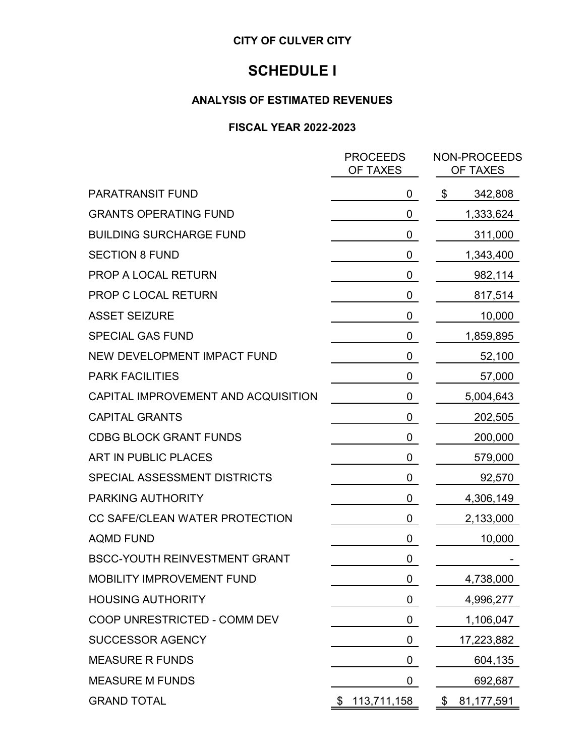**CITY OF CULVER CITY**

# SCHEDULE I

### ANALYSIS OF ESTIMATED REVENUES

### FISCAL YEAR 2022-2023

| | PROCEEDS OF TAXES | NON-PROCEEDS OF TAXES |
|---|---|---|
| PARATRANSIT FUND | 0 | $ 342,808 |
| GRANTS OPERATING FUND | 0 | 1,333,624 |
| BUILDING SURCHARGE FUND | 0 | 311,000 |
| SECTION 8 FUND | 0 | 1,343,400 |
| PROP A LOCAL RETURN | 0 | 982,114 |
| PROP C LOCAL RETURN | 0 | 817,514 |
| ASSET SEIZURE | 0 | 10,000 |
| SPECIAL GAS FUND | 0 | 1,859,895 |
| NEW DEVELOPMENT IMPACT FUND | 0 | 52,100 |
| PARK FACILITIES | 0 | 57,000 |
| CAPITAL IMPROVEMENT AND ACQUISITION | 0 | 5,004,643 |
| CAPITAL GRANTS | 0 | 202,505 |
| CDBG BLOCK GRANT FUNDS | 0 | 200,000 |
| ART IN PUBLIC PLACES | 0 | 579,000 |
| SPECIAL ASSESSMENT DISTRICTS | 0 | 92,570 |
| PARKING AUTHORITY | 0 | 4,306,149 |
| CC SAFE/CLEAN WATER PROTECTION | 0 | 2,133,000 |
| AQMD FUND | 0 | 10,000 |
| BSCC-YOUTH REINVESTMENT GRANT | 0 | - |
| MOBILITY IMPROVEMENT FUND | 0 | 4,738,000 |
| HOUSING AUTHORITY | 0 | 4,996,277 |
| COOP UNRESTRICTED - COMM DEV | 0 | 1,106,047 |
| SUCCESSOR AGENCY | 0 | 17,223,882 |
| MEASURE R FUNDS | 0 | 604,135 |
| MEASURE M FUNDS | 0 | 692,687 |
| GRAND TOTAL | $ 113,711,158 | $ 81,177,591 |